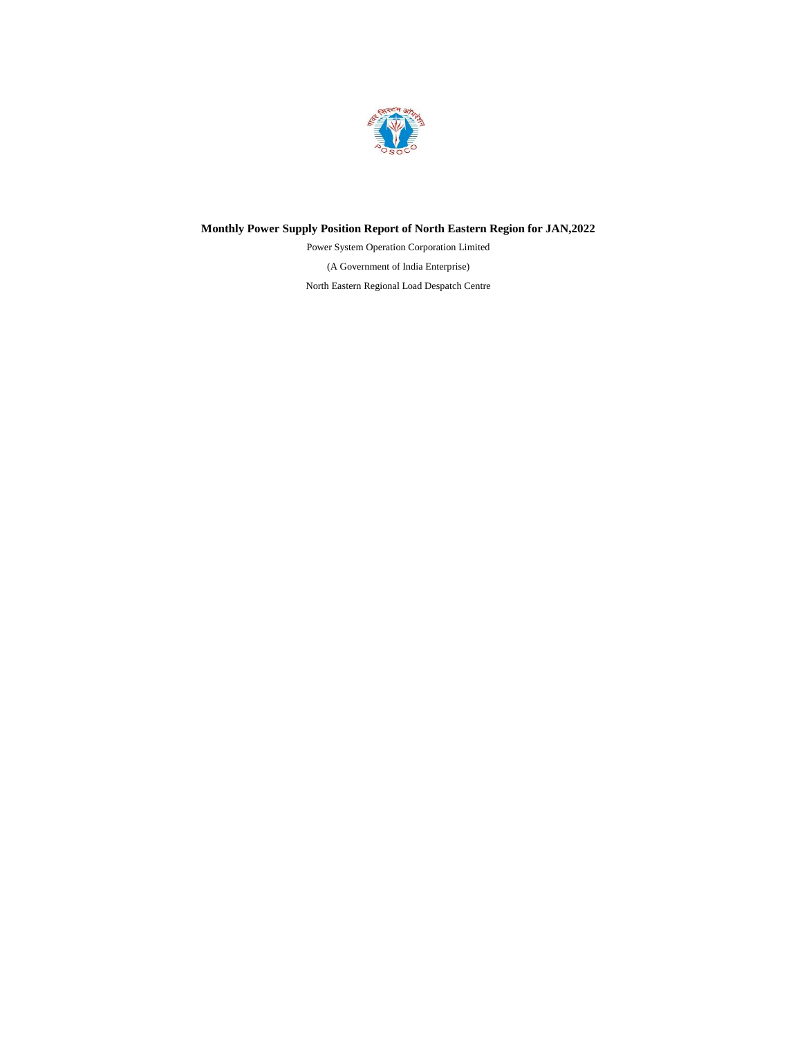# Monthly Power Supply Position Report of North Eastern Region for JAN,2022

Power System Operation Corporation Limited

(A Government of India Enterprise)

North Eastern Regional Load Despatch Centre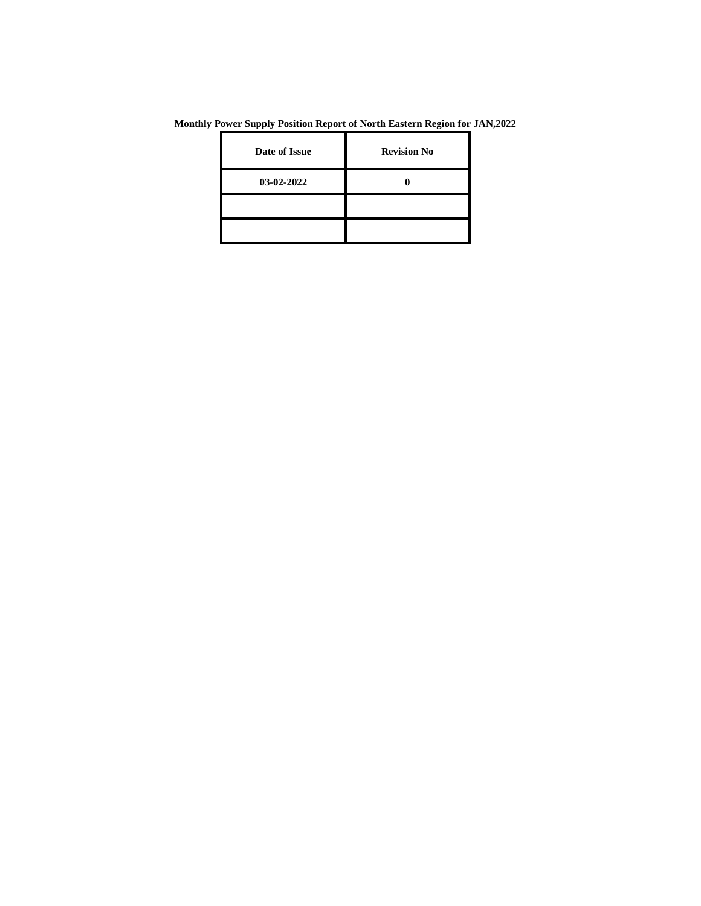**Monthly Power Supply Position Report of North Eastern Region for JAN,2022**

| Date of Issue | Revision No |
|---|---|
| 03-02-2022 | 0 |
| | |
| | |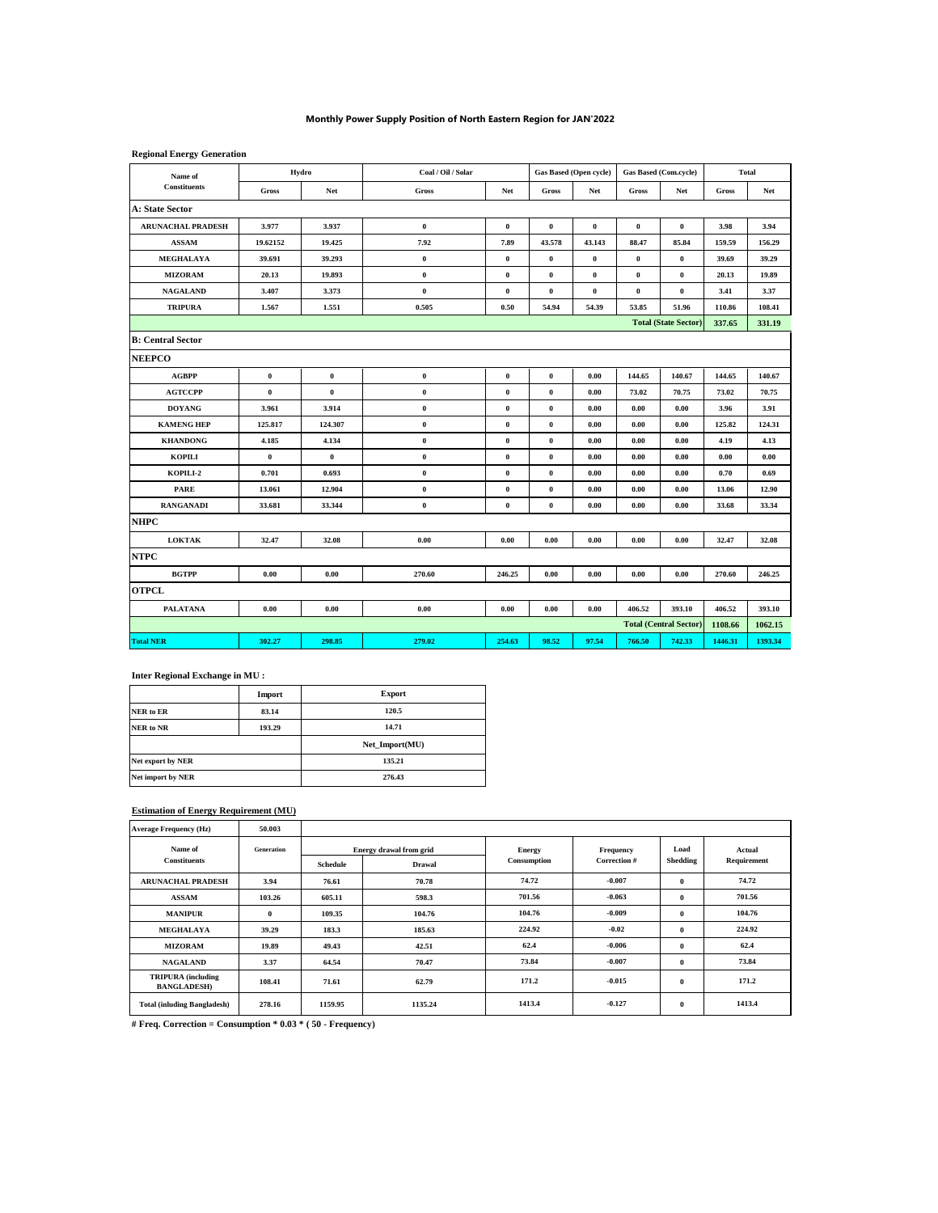# Monthly Power Supply Position of North Eastern Region for JAN'2022

**Regional Energy Generation**

| Name of Constituents | Hydro | | Coal / Oil / Solar | | Gas Based (Open cycle) | | Gas Based (Com.cycle) | | Total | |
|---|---|---|---|---|---|---|---|---|---|---|
| | Gross | Net | Gross | Net | Gross | Net | Gross | Net | Gross | Net |
| **A: State Sector** | | | | | | | | | | |
| ARUNACHAL PRADESH | 3.977 | 3.937 | 0 | 0 | 0 | 0 | 0 | 0 | 3.98 | 3.94 |
| ASSAM | 19.62152 | 19.425 | 7.92 | 7.89 | 43.578 | 43.143 | 88.47 | 85.84 | 159.59 | 156.29 |
| MEGHALAYA | 39.691 | 39.293 | 0 | 0 | 0 | 0 | 0 | 0 | 39.69 | 39.29 |
| MIZORAM | 20.13 | 19.893 | 0 | 0 | 0 | 0 | 0 | 0 | 20.13 | 19.89 |
| NAGALAND | 3.407 | 3.373 | 0 | 0 | 0 | 0 | 0 | 0 | 3.41 | 3.37 |
| TRIPURA | 1.567 | 1.551 | 0.505 | 0.50 | 54.94 | 54.39 | 53.85 | 51.96 | 110.86 | 108.41 |
| | | | | | | | | Total (State Sector) | 337.65 | 331.19 |
| **B: Central Sector** | | | | | | | | | | |
| **NEEPCO** | | | | | | | | | | |
| AGBPP | 0 | 0 | 0 | 0 | 0 | 0.00 | 144.65 | 140.67 | 144.65 | 140.67 |
| AGTCCPP | 0 | 0 | 0 | 0 | 0 | 0.00 | 73.02 | 70.75 | 73.02 | 70.75 |
| DOYANG | 3.961 | 3.914 | 0 | 0 | 0 | 0.00 | 0.00 | 0.00 | 3.96 | 3.91 |
| KAMENG HEP | 125.817 | 124.307 | 0 | 0 | 0 | 0.00 | 0.00 | 0.00 | 125.82 | 124.31 |
| KHANDONG | 4.185 | 4.134 | 0 | 0 | 0 | 0.00 | 0.00 | 0.00 | 4.19 | 4.13 |
| KOPILI | 0 | 0 | 0 | 0 | 0 | 0.00 | 0.00 | 0.00 | 0.00 | 0.00 |
| KOPILI-2 | 0.701 | 0.693 | 0 | 0 | 0 | 0.00 | 0.00 | 0.00 | 0.70 | 0.69 |
| PARE | 13.061 | 12.904 | 0 | 0 | 0 | 0.00 | 0.00 | 0.00 | 13.06 | 12.90 |
| RANGANADI | 33.681 | 33.344 | 0 | 0 | 0 | 0.00 | 0.00 | 0.00 | 33.68 | 33.34 |
| **NHPC** | | | | | | | | | | |
| LOKTAK | 32.47 | 32.08 | 0.00 | 0.00 | 0.00 | 0.00 | 0.00 | 0.00 | 32.47 | 32.08 |
| **NTPC** | | | | | | | | | | |
| BGTPP | 0.00 | 0.00 | 270.60 | 246.25 | 0.00 | 0.00 | 0.00 | 0.00 | 270.60 | 246.25 |
| **OTPCL** | | | | | | | | | | |
| PALATANA | 0.00 | 0.00 | 0.00 | 0.00 | 0.00 | 0.00 | 406.52 | 393.10 | 406.52 | 393.10 |
| | | | | | | | | Total (Central Sector) | 1108.66 | 1062.15 |
| **Total NER** | 302.27 | 298.85 | 279.02 | 254.63 | 98.52 | 97.54 | 766.50 | 742.33 | 1446.31 | 1393.34 |

**Inter Regional Exchange in MU :**

| | Import | Export |
|---|---|---|
| NER to ER | 83.14 | 120.5 |
| NER to NR | 193.29 | 14.71 |
| | | Net_Import(MU) |
| Net export by NER | | 135.21 |
| Net import by NER | | 276.43 |

**Estimation of Energy Requirement (MU)**

| Average Frequency (Hz) | 50.003 | | | | | | |
|---|---|---|---|---|---|---|---|
| Name of Constituents | Generation | Energy drawal from grid | | Energy Consumption | Frequency Correction # | Load Shedding | Actual Requirement |
| | | Schedule | Drawal | | | | |
| ARUNACHAL PRADESH | 3.94 | 76.61 | 70.78 | 74.72 | -0.007 | 0 | 74.72 |
| ASSAM | 103.26 | 605.11 | 598.3 | 701.56 | -0.063 | 0 | 701.56 |
| MANIPUR | 0 | 109.35 | 104.76 | 104.76 | -0.009 | 0 | 104.76 |
| MEGHALAYA | 39.29 | 183.3 | 185.63 | 224.92 | -0.02 | 0 | 224.92 |
| MIZORAM | 19.89 | 49.43 | 42.51 | 62.4 | -0.006 | 0 | 62.4 |
| NAGALAND | 3.37 | 64.54 | 70.47 | 73.84 | -0.007 | 0 | 73.84 |
| TRIPURA (including BANGLADESH) | 108.41 | 71.61 | 62.79 | 171.2 | -0.015 | 0 | 171.2 |
| Total (inluding Bangladesh) | 278.16 | 1159.95 | 1135.24 | 1413.4 | -0.127 | 0 | 1413.4 |

**# Freq. Correction = Consumption * 0.03 * ( 50 - Frequency)**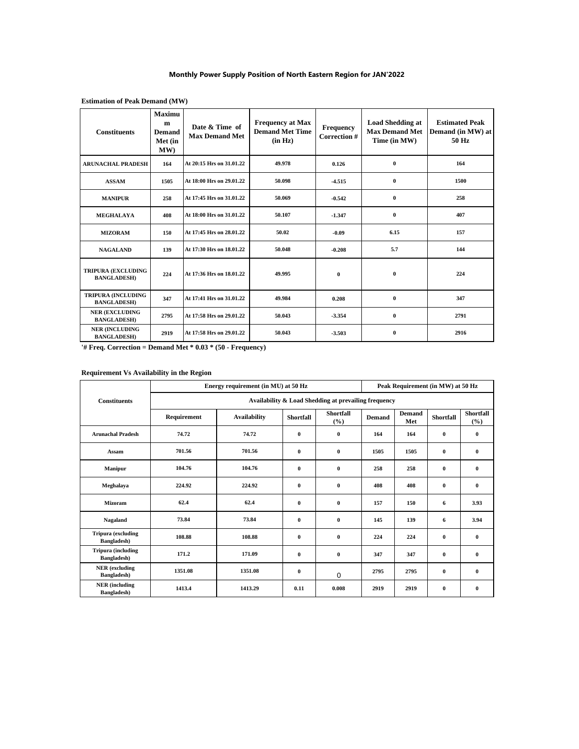# Monthly Power Supply Position of North Eastern Region for JAN'2022

**Estimation of Peak Demand (MW)**

| Constituents | Maximum Demand Met (in MW) | Date & Time of Max Demand Met | Frequency at Max Demand Met Time (in Hz) | Frequency Correction # | Load Shedding at Max Demand Met Time (in MW) | Estimated Peak Demand (in MW) at 50 Hz |
|---|---|---|---|---|---|---|
| ARUNACHAL PRADESH | 164 | At 20:15 Hrs on 31.01.22 | 49.978 | 0.126 | 0 | 164 |
| ASSAM | 1505 | At 18:00 Hrs on 29.01.22 | 50.098 | -4.515 | 0 | 1500 |
| MANIPUR | 258 | At 17:45 Hrs on 31.01.22 | 50.069 | -0.542 | 0 | 258 |
| MEGHALAYA | 408 | At 18:00 Hrs on 31.01.22 | 50.107 | -1.347 | 0 | 407 |
| MIZORAM | 150 | At 17:45 Hrs on 28.01.22 | 50.02 | -0.09 | 6.15 | 157 |
| NAGALAND | 139 | At 17:30 Hrs on 18.01.22 | 50.048 | -0.208 | 5.7 | 144 |
| TRIPURA (EXCLUDING BANGLADESH) | 224 | At 17:36 Hrs on 18.01.22 | 49.995 | 0 | 0 | 224 |
| TRIPURA (INCLUDING BANGLADESH) | 347 | At 17:41 Hrs on 31.01.22 | 49.984 | 0.208 | 0 | 347 |
| NER (EXCLUDING BANGLADESH) | 2795 | At 17:58 Hrs on 29.01.22 | 50.043 | -3.354 | 0 | 2791 |
| NER (INCLUDING BANGLADESH) | 2919 | At 17:58 Hrs on 29.01.22 | 50.043 | -3.503 | 0 | 2916 |

**'# Freq. Correction = Demand Met * 0.03 * (50 - Frequency)**

**Requirement Vs Availability in the Region**

| Constituents | Energy requirement (in MU) at 50 Hz | | | | Peak Requirement (in MW) at 50 Hz | | | |
|---|---|---|---|---|---|---|---|---|
| | Availability & Load Shedding at prevailing frequency | | | | | | | |
| | Requirement | Availability | Shortfall | Shortfall (%) | Demand | Demand Met | Shortfall | Shortfall (%) |
| Arunachal Pradesh | 74.72 | 74.72 | 0 | 0 | 164 | 164 | 0 | 0 |
| Assam | 701.56 | 701.56 | 0 | 0 | 1505 | 1505 | 0 | 0 |
| Manipur | 104.76 | 104.76 | 0 | 0 | 258 | 258 | 0 | 0 |
| Meghalaya | 224.92 | 224.92 | 0 | 0 | 408 | 408 | 0 | 0 |
| Mizoram | 62.4 | 62.4 | 0 | 0 | 157 | 150 | 6 | 3.93 |
| Nagaland | 73.84 | 73.84 | 0 | 0 | 145 | 139 | 6 | 3.94 |
| Tripura (excluding Bangladesh) | 108.88 | 108.88 | 0 | 0 | 224 | 224 | 0 | 0 |
| Tripura (including Bangladesh) | 171.2 | 171.09 | 0 | 0 | 347 | 347 | 0 | 0 |
| NER (excluding Bangladesh) | 1351.08 | 1351.08 | 0 | 0 | 2795 | 2795 | 0 | 0 |
| NER (including Bangladesh) | 1413.4 | 1413.29 | 0.11 | 0.008 | 2919 | 2919 | 0 | 0 |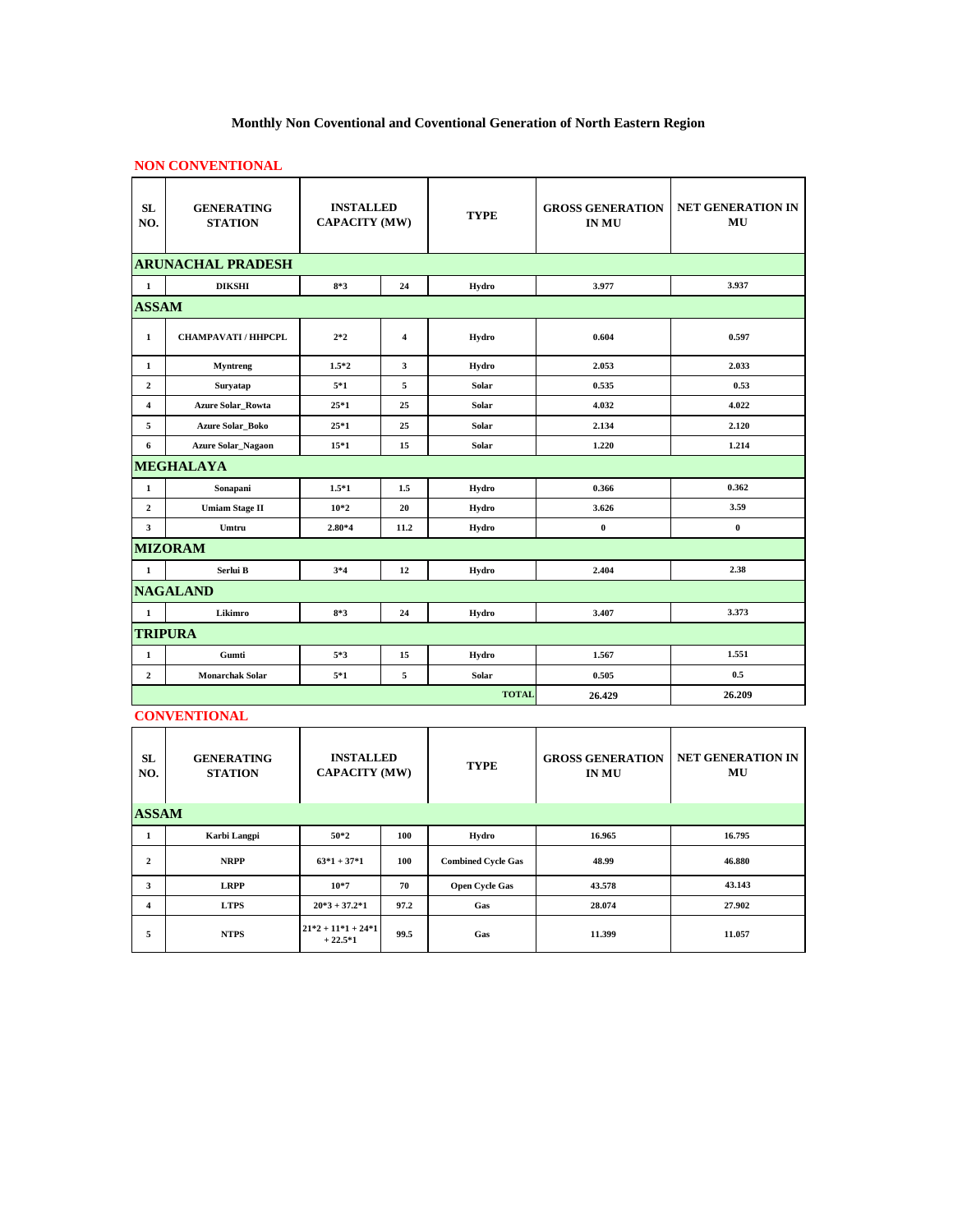# Monthly Non Coventional and Coventional Generation of North Eastern Region

## NON CONVENTIONAL

| SL NO. | GENERATING STATION | INSTALLED CAPACITY (MW) | | TYPE | GROSS GENERATION IN MU | NET GENERATION IN MU |
|---|---|---|---|---|---|---|
| **ARUNACHAL PRADESH** | | | | | | |
| 1 | DIKSHI | 8*3 | 24 | Hydro | 3.977 | 3.937 |
| **ASSAM** | | | | | | |
| 1 | CHAMPAVATI / HHPCPL | 2*2 | 4 | Hydro | 0.604 | 0.597 |
| 1 | Myntreng | 1.5*2 | 3 | Hydro | 2.053 | 2.033 |
| 2 | Suryatap | 5*1 | 5 | Solar | 0.535 | 0.53 |
| 4 | Azure Solar_Rowta | 25*1 | 25 | Solar | 4.032 | 4.022 |
| 5 | Azure Solar_Boko | 25*1 | 25 | Solar | 2.134 | 2.120 |
| 6 | Azure Solar_Nagaon | 15*1 | 15 | Solar | 1.220 | 1.214 |
| **MEGHALAYA** | | | | | | |
| 1 | Sonapani | 1.5*1 | 1.5 | Hydro | 0.366 | 0.362 |
| 2 | Umiam Stage II | 10*2 | 20 | Hydro | 3.626 | 3.59 |
| 3 | Umtru | 2.80*4 | 11.2 | Hydro | 0 | 0 |
| **MIZORAM** | | | | | | |
| 1 | Serlui B | 3*4 | 12 | Hydro | 2.404 | 2.38 |
| **NAGALAND** | | | | | | |
| 1 | Likimro | 8*3 | 24 | Hydro | 3.407 | 3.373 |
| **TRIPURA** | | | | | | |
| 1 | Gumti | 5*3 | 15 | Hydro | 1.567 | 1.551 |
| 2 | Monarchak Solar | 5*1 | 5 | Solar | 0.505 | 0.5 |
| | | | | **TOTAL** | 26.429 | 26.209 |

## CONVENTIONAL

| SL NO. | GENERATING STATION | INSTALLED CAPACITY (MW) | | TYPE | GROSS GENERATION IN MU | NET GENERATION IN MU |
|---|---|---|---|---|---|---|
| **ASSAM** | | | | | | |
| 1 | Karbi Langpi | 50*2 | 100 | Hydro | 16.965 | 16.795 |
| 2 | NRPP | 63*1 + 37*1 | 100 | Combined Cycle Gas | 48.99 | 46.880 |
| 3 | LRPP | 10*7 | 70 | Open Cycle Gas | 43.578 | 43.143 |
| 4 | LTPS | 20*3 + 37.2*1 | 97.2 | Gas | 28.074 | 27.902 |
| 5 | NTPS | 21*2 + 11*1 + 24*1 + 22.5*1 | 99.5 | Gas | 11.399 | 11.057 |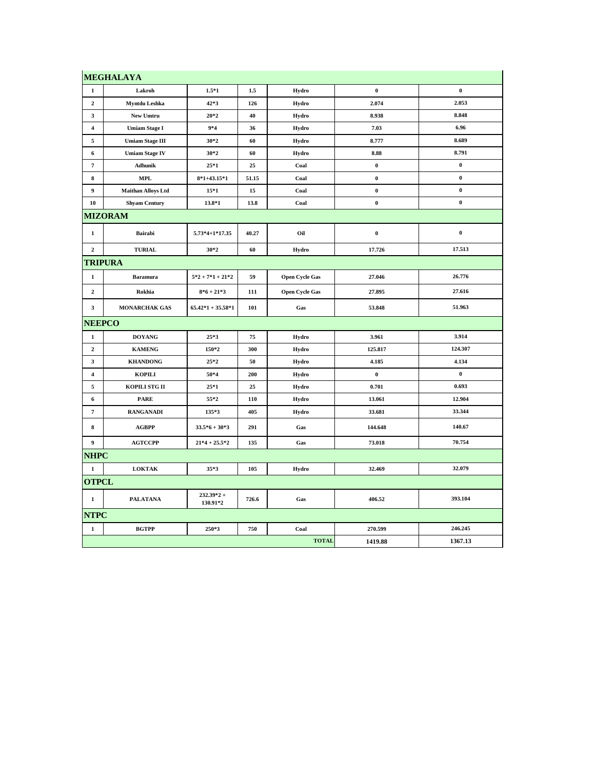| | | | | | | |
|---|---|---|---|---|---|---|
| **MEGHALAYA** | | | | | | |
| 1 | Lakroh | 1.5*1 | 1.5 | Hydro | 0 | 0 |
| 2 | Myntdu Leshka | 42*3 | 126 | Hydro | 2.074 | 2.053 |
| 3 | New Umtru | 20*2 | 40 | Hydro | 8.938 | 8.848 |
| 4 | Umiam Stage I | 9*4 | 36 | Hydro | 7.03 | 6.96 |
| 5 | Umiam Stage III | 30*2 | 60 | Hydro | 8.777 | 8.689 |
| 6 | Umiam Stage IV | 30*2 | 60 | Hydro | 8.88 | 8.791 |
| 7 | Adhunik | 25*1 | 25 | Coal | 0 | 0 |
| 8 | MPL | 8*1+43.15*1 | 51.15 | Coal | 0 | 0 |
| 9 | Maithan Alloys Ltd | 15*1 | 15 | Coal | 0 | 0 |
| 10 | Shyam Century | 13.8*1 | 13.8 | Coal | 0 | 0 |
| **MIZORAM** | | | | | | |
| 1 | Bairabi | 5.73*4+1*17.35 | 40.27 | Oil | 0 | 0 |
| 2 | TURIAL | 30*2 | 60 | Hydro | 17.726 | 17.513 |
| **TRIPURA** | | | | | | |
| 1 | Baramura | 5*2 + 7*1 + 21*2 | 59 | Open Cycle Gas | 27.046 | 26.776 |
| 2 | Rokhia | 8*6 + 21*3 | 111 | Open Cycle Gas | 27.895 | 27.616 |
| 3 | MONARCHAK GAS | 65.42*1 + 35.58*1 | 101 | Gas | 53.848 | 51.963 |
| **NEEPCO** | | | | | | |
| 1 | DOYANG | 25*3 | 75 | Hydro | 3.961 | 3.914 |
| 2 | KAMENG | 150*2 | 300 | Hydro | 125.817 | 124.307 |
| 3 | KHANDONG | 25*2 | 50 | Hydro | 4.185 | 4.134 |
| 4 | KOPILI | 50*4 | 200 | Hydro | 0 | 0 |
| 5 | KOPILI STG II | 25*1 | 25 | Hydro | 0.701 | 0.693 |
| 6 | PARE | 55*2 | 110 | Hydro | 13.061 | 12.904 |
| 7 | RANGANADI | 135*3 | 405 | Hydro | 33.681 | 33.344 |
| 8 | AGBPP | 33.5*6 + 30*3 | 291 | Gas | 144.648 | 140.67 |
| 9 | AGTCCPP | 21*4 + 25.5*2 | 135 | Gas | 73.018 | 70.754 |
| **NHPC** | | | | | | |
| 1 | LOKTAK | 35*3 | 105 | Hydro | 32.469 | 32.079 |
| **OTPCL** | | | | | | |
| 1 | PALATANA | 232.39*2 + 130.91*2 | 726.6 | Gas | 406.52 | 393.104 |
| **NTPC** | | | | | | |
| 1 | BGTPP | 250*3 | 750 | Coal | 270.599 | 246.245 |
| | | | | **TOTAL** | **1419.88** | **1367.13** |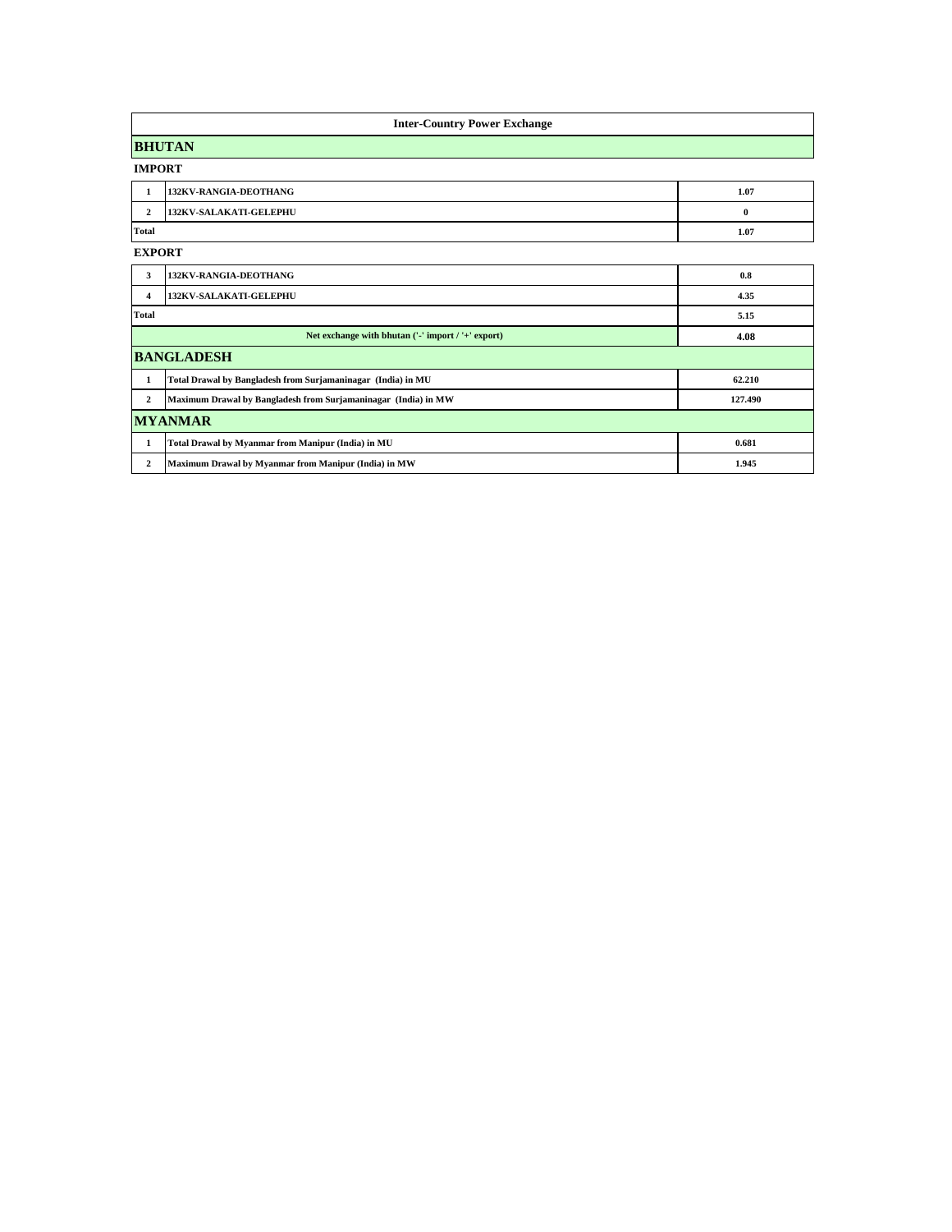# Inter-Country Power Exchange

## BHUTAN

**IMPORT**

| | | |
|---|---|---|
| 1 | 132KV-RANGIA-DEOTHANG | 1.07 |
| 2 | 132KV-SALAKATI-GELEPHU | 0 |
| Total | | 1.07 |

**EXPORT**

| | | |
|---|---|---|
| 3 | 132KV-RANGIA-DEOTHANG | 0.8 |
| 4 | 132KV-SALAKATI-GELEPHU | 4.35 |
| Total | | 5.15 |
| | Net exchange with bhutan ('-' import / '+' export) | 4.08 |

## BANGLADESH

| | | |
|---|---|---|
| 1 | Total Drawal by Bangladesh from Surjamaninagar (India) in MU | 62.210 |
| 2 | Maximum Drawal by Bangladesh from Surjamaninagar (India) in MW | 127.490 |

## MYANMAR

| | | |
|---|---|---|
| 1 | Total Drawal by Myanmar from Manipur (India) in MU | 0.681 |
| 2 | Maximum Drawal by Myanmar from Manipur (India) in MW | 1.945 |